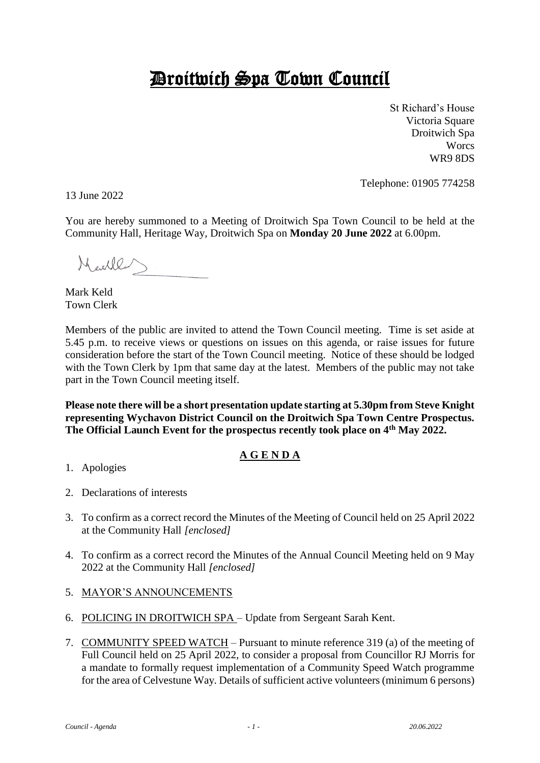# Droitwich Spa Town Council

St Richard's House
Victoria Square
Droitwich Spa
Worcs
WR9 8DS

Telephone: 01905 774258

13 June 2022

You are hereby summoned to a Meeting of Droitwich Spa Town Council to be held at the Community Hall, Heritage Way, Droitwich Spa on **Monday 20 June 2022** at 6.00pm.

Mark Keld
Town Clerk

Members of the public are invited to attend the Town Council meeting. Time is set aside at 5.45 p.m. to receive views or questions on issues on this agenda, or raise issues for future consideration before the start of the Town Council meeting. Notice of these should be lodged with the Town Clerk by 1pm that same day at the latest. Members of the public may not take part in the Town Council meeting itself.

**Please note there will be a short presentation update starting at 5.30pm from Steve Knight representing Wychavon District Council on the Droitwich Spa Town Centre Prospectus. The Official Launch Event for the prospectus recently took place on 4th May 2022.**

## AGENDA

1. Apologies

2. Declarations of interests

3. To confirm as a correct record the Minutes of the Meeting of Council held on 25 April 2022 at the Community Hall *[enclosed]*

4. To confirm as a correct record the Minutes of the Annual Council Meeting held on 9 May 2022 at the Community Hall *[enclosed]*

5. MAYOR'S ANNOUNCEMENTS

6. POLICING IN DROITWICH SPA – Update from Sergeant Sarah Kent.

7. COMMUNITY SPEED WATCH – Pursuant to minute reference 319 (a) of the meeting of Full Council held on 25 April 2022, to consider a proposal from Councillor RJ Morris for a mandate to formally request implementation of a Community Speed Watch programme for the area of Celvestune Way. Details of sufficient active volunteers (minimum 6 persons)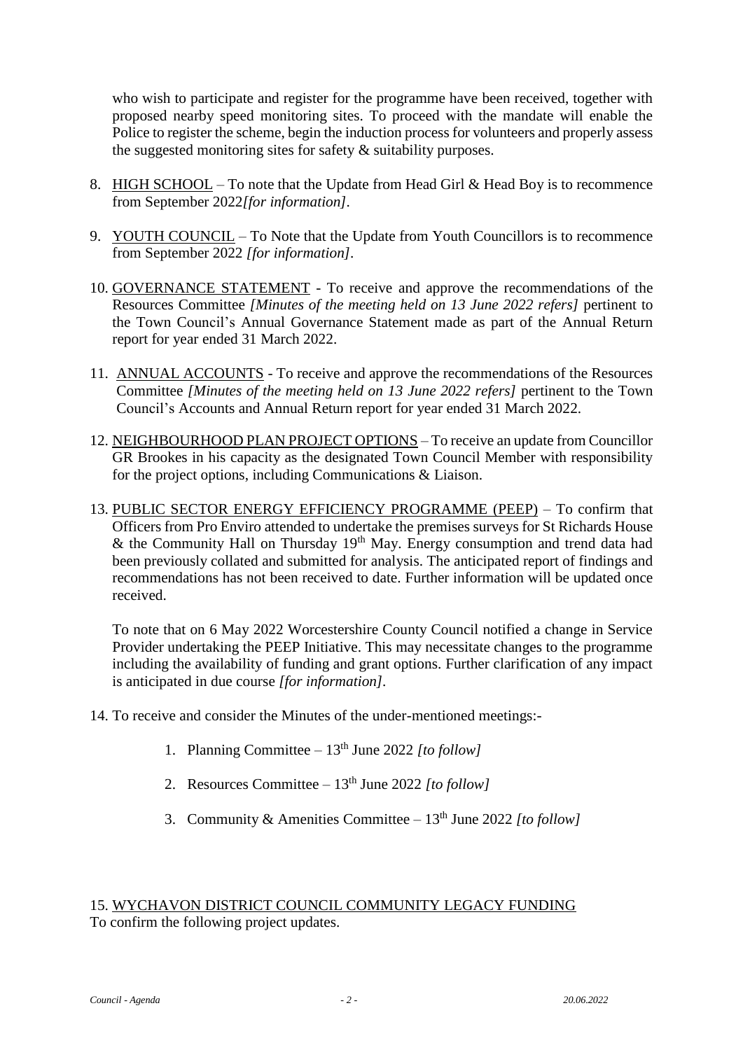who wish to participate and register for the programme have been received, together with proposed nearby speed monitoring sites. To proceed with the mandate will enable the Police to register the scheme, begin the induction process for volunteers and properly assess the suggested monitoring sites for safety & suitability purposes.

8. HIGH SCHOOL – To note that the Update from Head Girl & Head Boy is to recommence from September 2022*[for information]*.

9. YOUTH COUNCIL – To Note that the Update from Youth Councillors is to recommence from September 2022 *[for information]*.

10. GOVERNANCE STATEMENT - To receive and approve the recommendations of the Resources Committee *[Minutes of the meeting held on 13 June 2022 refers]* pertinent to the Town Council's Annual Governance Statement made as part of the Annual Return report for year ended 31 March 2022.

11. ANNUAL ACCOUNTS - To receive and approve the recommendations of the Resources Committee *[Minutes of the meeting held on 13 June 2022 refers]* pertinent to the Town Council's Accounts and Annual Return report for year ended 31 March 2022.

12. NEIGHBOURHOOD PLAN PROJECT OPTIONS – To receive an update from Councillor GR Brookes in his capacity as the designated Town Council Member with responsibility for the project options, including Communications & Liaison.

13. PUBLIC SECTOR ENERGY EFFICIENCY PROGRAMME (PEEP) – To confirm that Officers from Pro Enviro attended to undertake the premises surveys for St Richards House & the Community Hall on Thursday 19th May. Energy consumption and trend data had been previously collated and submitted for analysis. The anticipated report of findings and recommendations has not been received to date. Further information will be updated once received.

    To note that on 6 May 2022 Worcestershire County Council notified a change in Service Provider undertaking the PEEP Initiative. This may necessitate changes to the programme including the availability of funding and grant options. Further clarification of any impact is anticipated in due course *[for information]*.

14. To receive and consider the Minutes of the under-mentioned meetings:-

    1. Planning Committee – 13th June 2022 *[to follow]*

    2. Resources Committee – 13th June 2022 *[to follow]*

    3. Community & Amenities Committee – 13th June 2022 *[to follow]*

15. WYCHAVON DISTRICT COUNCIL COMMUNITY LEGACY FUNDING

To confirm the following project updates.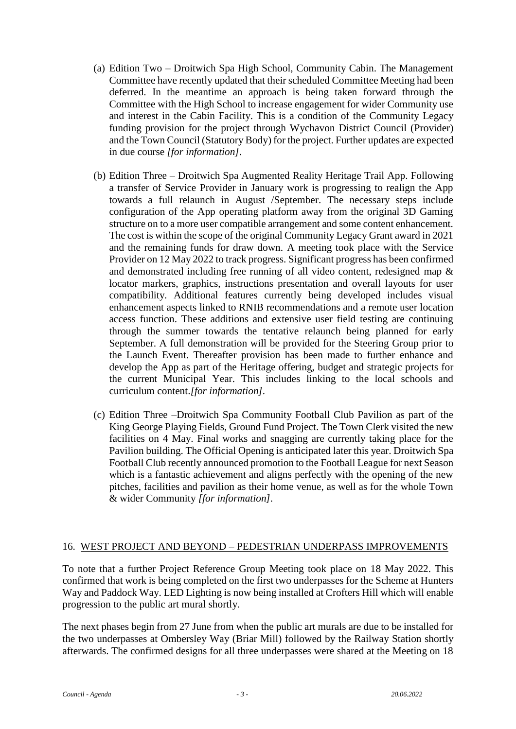(a) Edition Two – Droitwich Spa High School, Community Cabin. The Management Committee have recently updated that their scheduled Committee Meeting had been deferred. In the meantime an approach is being taken forward through the Committee with the High School to increase engagement for wider Community use and interest in the Cabin Facility. This is a condition of the Community Legacy funding provision for the project through Wychavon District Council (Provider) and the Town Council (Statutory Body) for the project. Further updates are expected in due course *[for information]*.

(b) Edition Three – Droitwich Spa Augmented Reality Heritage Trail App. Following a transfer of Service Provider in January work is progressing to realign the App towards a full relaunch in August /September. The necessary steps include configuration of the App operating platform away from the original 3D Gaming structure on to a more user compatible arrangement and some content enhancement. The cost is within the scope of the original Community Legacy Grant award in 2021 and the remaining funds for draw down. A meeting took place with the Service Provider on 12 May 2022 to track progress. Significant progress has been confirmed and demonstrated including free running of all video content, redesigned map & locator markers, graphics, instructions presentation and overall layouts for user compatibility. Additional features currently being developed includes visual enhancement aspects linked to RNIB recommendations and a remote user location access function. These additions and extensive user field testing are continuing through the summer towards the tentative relaunch being planned for early September. A full demonstration will be provided for the Steering Group prior to the Launch Event. Thereafter provision has been made to further enhance and develop the App as part of the Heritage offering, budget and strategic projects for the current Municipal Year. This includes linking to the local schools and curriculum content.*[for information]*.

(c) Edition Three –Droitwich Spa Community Football Club Pavilion as part of the King George Playing Fields, Ground Fund Project. The Town Clerk visited the new facilities on 4 May. Final works and snagging are currently taking place for the Pavilion building. The Official Opening is anticipated later this year. Droitwich Spa Football Club recently announced promotion to the Football League for next Season which is a fantastic achievement and aligns perfectly with the opening of the new pitches, facilities and pavilion as their home venue, as well as for the whole Town & wider Community *[for information]*.

## 16. WEST PROJECT AND BEYOND – PEDESTRIAN UNDERPASS IMPROVEMENTS

To note that a further Project Reference Group Meeting took place on 18 May 2022. This confirmed that work is being completed on the first two underpasses for the Scheme at Hunters Way and Paddock Way. LED Lighting is now being installed at Crofters Hill which will enable progression to the public art mural shortly.

The next phases begin from 27 June from when the public art murals are due to be installed for the two underpasses at Ombersley Way (Briar Mill) followed by the Railway Station shortly afterwards. The confirmed designs for all three underpasses were shared at the Meeting on 18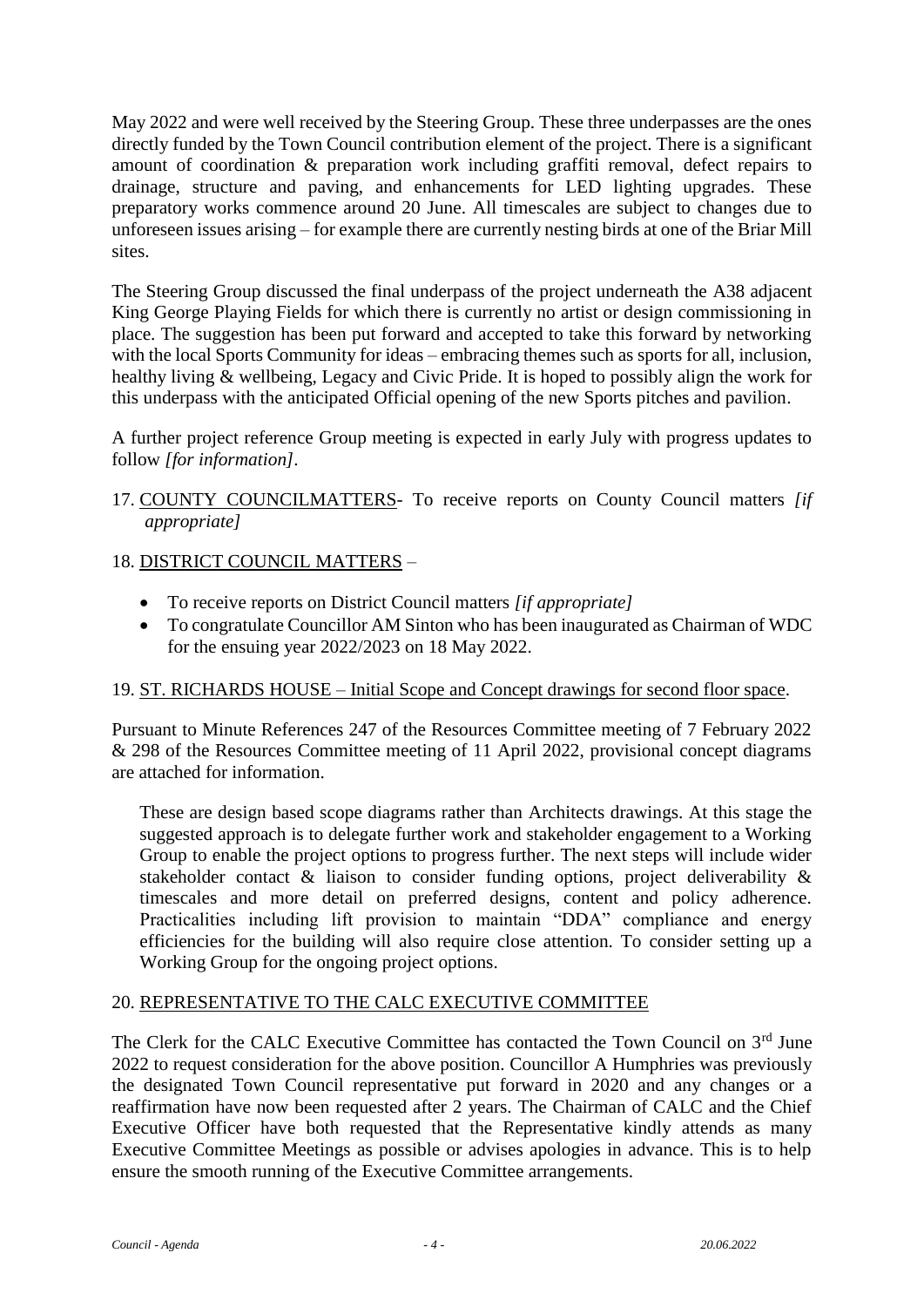May 2022 and were well received by the Steering Group. These three underpasses are the ones directly funded by the Town Council contribution element of the project. There is a significant amount of coordination & preparation work including graffiti removal, defect repairs to drainage, structure and paving, and enhancements for LED lighting upgrades. These preparatory works commence around 20 June. All timescales are subject to changes due to unforeseen issues arising – for example there are currently nesting birds at one of the Briar Mill sites.

The Steering Group discussed the final underpass of the project underneath the A38 adjacent King George Playing Fields for which there is currently no artist or design commissioning in place. The suggestion has been put forward and accepted to take this forward by networking with the local Sports Community for ideas – embracing themes such as sports for all, inclusion, healthy living & wellbeing, Legacy and Civic Pride. It is hoped to possibly align the work for this underpass with the anticipated Official opening of the new Sports pitches and pavilion.

A further project reference Group meeting is expected in early July with progress updates to follow *[for information]*.

17. <u>COUNTY COUNCILMATTERS</u>- To receive reports on County Council matters *[if appropriate]*

18. <u>DISTRICT COUNCIL MATTERS</u> –

- To receive reports on District Council matters *[if appropriate]*
- To congratulate Councillor AM Sinton who has been inaugurated as Chairman of WDC for the ensuing year 2022/2023 on 18 May 2022.

19. <u>ST. RICHARDS HOUSE – Initial Scope and Concept drawings for second floor space</u>.

Pursuant to Minute References 247 of the Resources Committee meeting of 7 February 2022 & 298 of the Resources Committee meeting of 11 April 2022, provisional concept diagrams are attached for information.

These are design based scope diagrams rather than Architects drawings. At this stage the suggested approach is to delegate further work and stakeholder engagement to a Working Group to enable the project options to progress further. The next steps will include wider stakeholder contact & liaison to consider funding options, project deliverability & timescales and more detail on preferred designs, content and policy adherence. Practicalities including lift provision to maintain "DDA" compliance and energy efficiencies for the building will also require close attention. To consider setting up a Working Group for the ongoing project options.

20. <u>REPRESENTATIVE TO THE CALC EXECUTIVE COMMITTEE</u>

The Clerk for the CALC Executive Committee has contacted the Town Council on 3rd June 2022 to request consideration for the above position. Councillor A Humphries was previously the designated Town Council representative put forward in 2020 and any changes or a reaffirmation have now been requested after 2 years. The Chairman of CALC and the Chief Executive Officer have both requested that the Representative kindly attends as many Executive Committee Meetings as possible or advises apologies in advance. This is to help ensure the smooth running of the Executive Committee arrangements.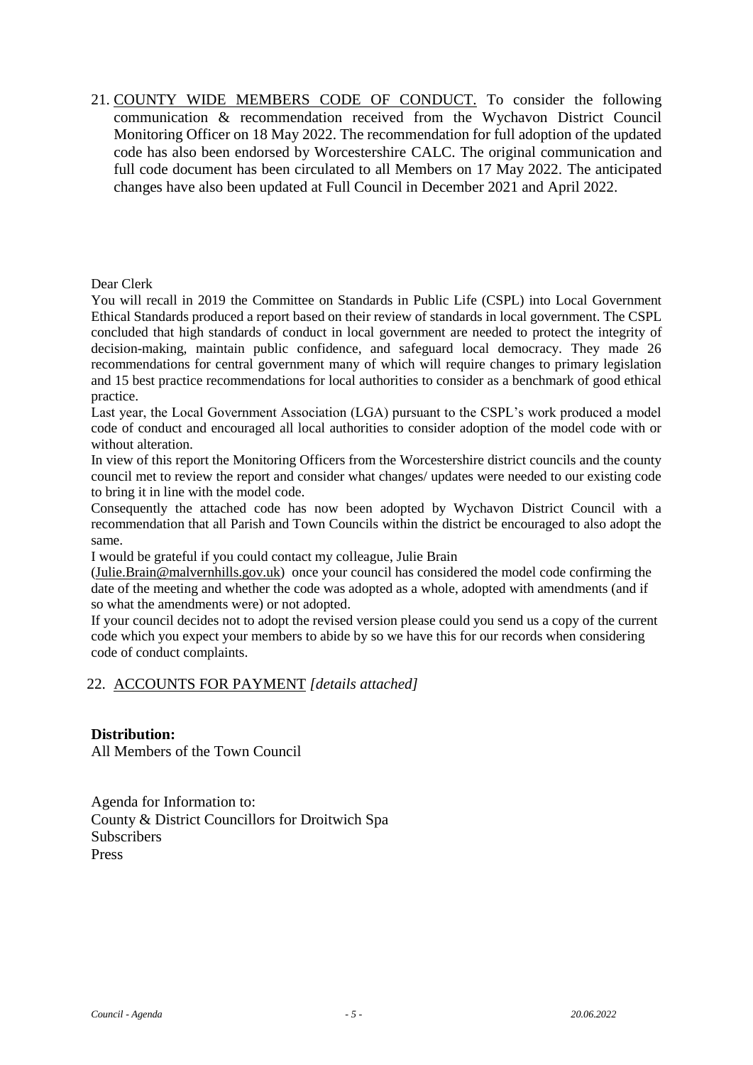21. <u>COUNTY WIDE MEMBERS CODE OF CONDUCT.</u> To consider the following communication & recommendation received from the Wychavon District Council Monitoring Officer on 18 May 2022. The recommendation for full adoption of the updated code has also been endorsed by Worcestershire CALC. The original communication and full code document has been circulated to all Members on 17 May 2022. The anticipated changes have also been updated at Full Council in December 2021 and April 2022.

Dear Clerk

You will recall in 2019 the Committee on Standards in Public Life (CSPL) into Local Government Ethical Standards produced a report based on their review of standards in local government. The CSPL concluded that high standards of conduct in local government are needed to protect the integrity of decision-making, maintain public confidence, and safeguard local democracy. They made 26 recommendations for central government many of which will require changes to primary legislation and 15 best practice recommendations for local authorities to consider as a benchmark of good ethical practice.

Last year, the Local Government Association (LGA) pursuant to the CSPL's work produced a model code of conduct and encouraged all local authorities to consider adoption of the model code with or without alteration.

In view of this report the Monitoring Officers from the Worcestershire district councils and the county council met to review the report and consider what changes/ updates were needed to our existing code to bring it in line with the model code.

Consequently the attached code has now been adopted by Wychavon District Council with a recommendation that all Parish and Town Councils within the district be encouraged to also adopt the same.

I would be grateful if you could contact my colleague, Julie Brain (Julie.Brain@malvernhills.gov.uk) once your council has considered the model code confirming the date of the meeting and whether the code was adopted as a whole, adopted with amendments (and if so what the amendments were) or not adopted.

If your council decides not to adopt the revised version please could you send us a copy of the current code which you expect your members to abide by so we have this for our records when considering code of conduct complaints.

22. <u>ACCOUNTS FOR PAYMENT</u> *[details attached]*

**Distribution:**
All Members of the Town Council

Agenda for Information to:
County & District Councillors for Droitwich Spa
Subscribers
Press